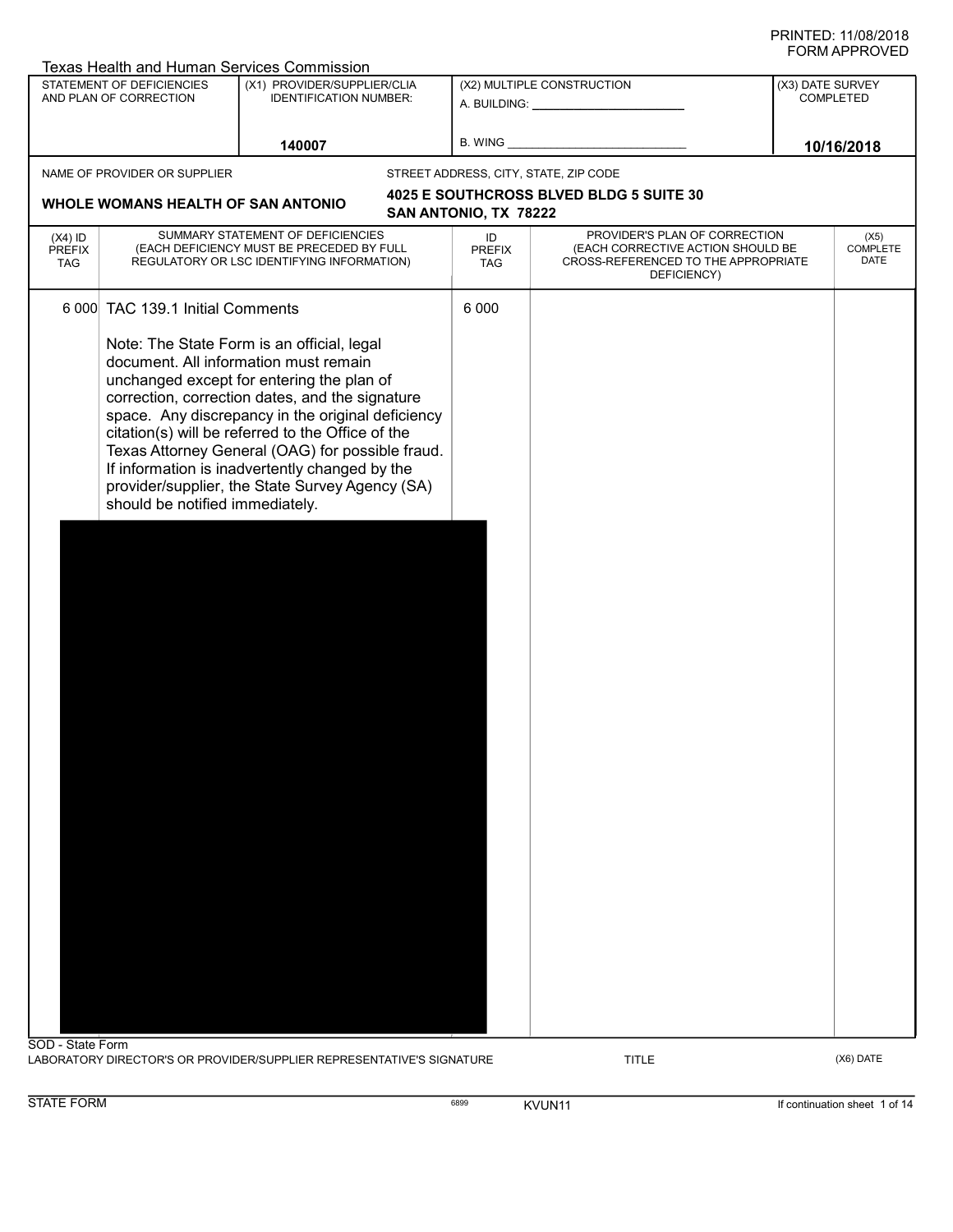PRINTED: 11/08/2018
FORM APPROVED

Texas Health and Human Services Commission

| STATEMENT OF DEFICIENCIES AND PLAN OF CORRECTION | (X1) PROVIDER/SUPPLIER/CLIA IDENTIFICATION NUMBER: | (X2) MULTIPLE CONSTRUCTION | (X3) DATE SURVEY COMPLETED |
|---|---|---|---|
| | 140007 | A. BUILDING: ______ B. WING ______ | 10/16/2018 |

NAME OF PROVIDER OR SUPPLIER: **WHOLE WOMANS HEALTH OF SAN ANTONIO**

STREET ADDRESS, CITY, STATE, ZIP CODE: **4025 E SOUTHCROSS BLVED BLDG 5 SUITE 30 SAN ANTONIO, TX 78222**

| (X4) ID PREFIX TAG | SUMMARY STATEMENT OF DEFICIENCIES (EACH DEFICIENCY MUST BE PRECEDED BY FULL REGULATORY OR LSC IDENTIFYING INFORMATION) | ID PREFIX TAG | PROVIDER'S PLAN OF CORRECTION (EACH CORRECTIVE ACTION SHOULD BE CROSS-REFERENCED TO THE APPROPRIATE DEFICIENCY) | (X5) COMPLETE DATE |
|---|---|---|---|---|
| 6 000 | TAC 139.1 Initial Comments<br><br>Note: The State Form is an official, legal document. All information must remain unchanged except for entering the plan of correction, correction dates, and the signature space. Any discrepancy in the original deficiency citation(s) will be referred to the Office of the Texas Attorney General (OAG) for possible fraud. If information is inadvertently changed by the provider/supplier, the State Survey Agency (SA) should be notified immediately. | 6 000 | | |

SOD - State Form

LABORATORY DIRECTOR'S OR PROVIDER/SUPPLIER REPRESENTATIVE'S SIGNATURE | TITLE | (X6) DATE

STATE FORM 6899 KVUN11 If continuation sheet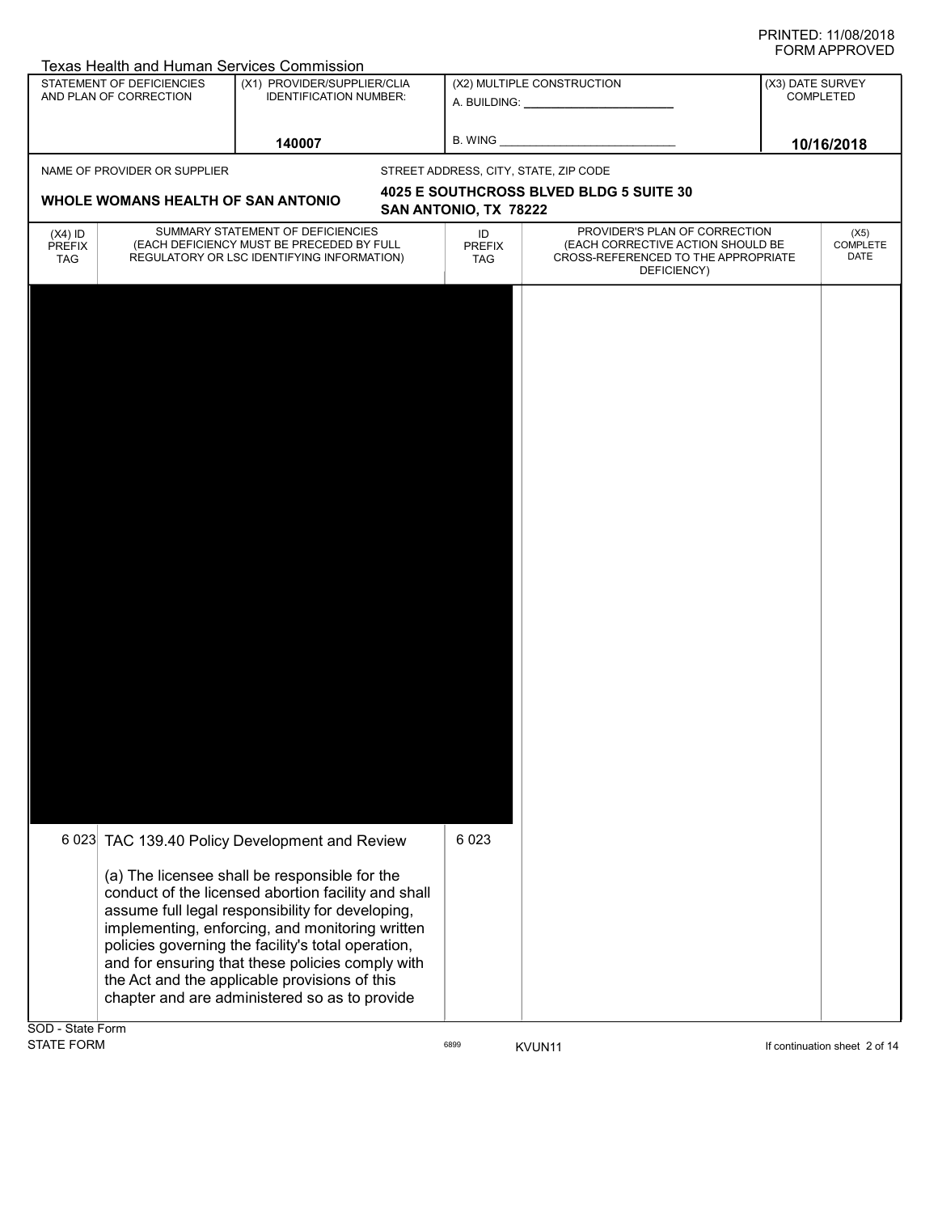Texas Health and Human Services Commission

| STATEMENT OF DEFICIENCIES AND PLAN OF CORRECTION | (X1) PROVIDER/SUPPLIER/CLIA IDENTIFICATION NUMBER: | (X2) MULTIPLE CONSTRUCTION | (X3) DATE SURVEY COMPLETED |
| --- | --- | --- | --- |
| | 140007 | A. BUILDING: _______ B. WING _______ | 10/16/2018 |

NAME OF PROVIDER OR SUPPLIER: **WHOLE WOMANS HEALTH OF SAN ANTONIO**

STREET ADDRESS, CITY, STATE, ZIP CODE: **4025 E SOUTHCROSS BLVED BLDG 5 SUITE 30 SAN ANTONIO, TX 78222**

| (X4) ID PREFIX TAG | SUMMARY STATEMENT OF DEFICIENCIES (EACH DEFICIENCY MUST BE PRECEDED BY FULL REGULATORY OR LSC IDENTIFYING INFORMATION) | ID PREFIX TAG | PROVIDER'S PLAN OF CORRECTION (EACH CORRECTIVE ACTION SHOULD BE CROSS-REFERENCED TO THE APPROPRIATE DEFICIENCY) | (X5) COMPLETE DATE |
| --- | --- | --- | --- | --- |
| 6 023 | TAC 139.40 Policy Development and Review<br><br>(a) The licensee shall be responsible for the conduct of the licensed abortion facility and shall assume full legal responsibility for developing, implementing, enforcing, and monitoring written policies governing the facility's total operation, and for ensuring that these policies comply with the Act and the applicable provisions of this chapter and are administered so as to provide | 6 023 | | |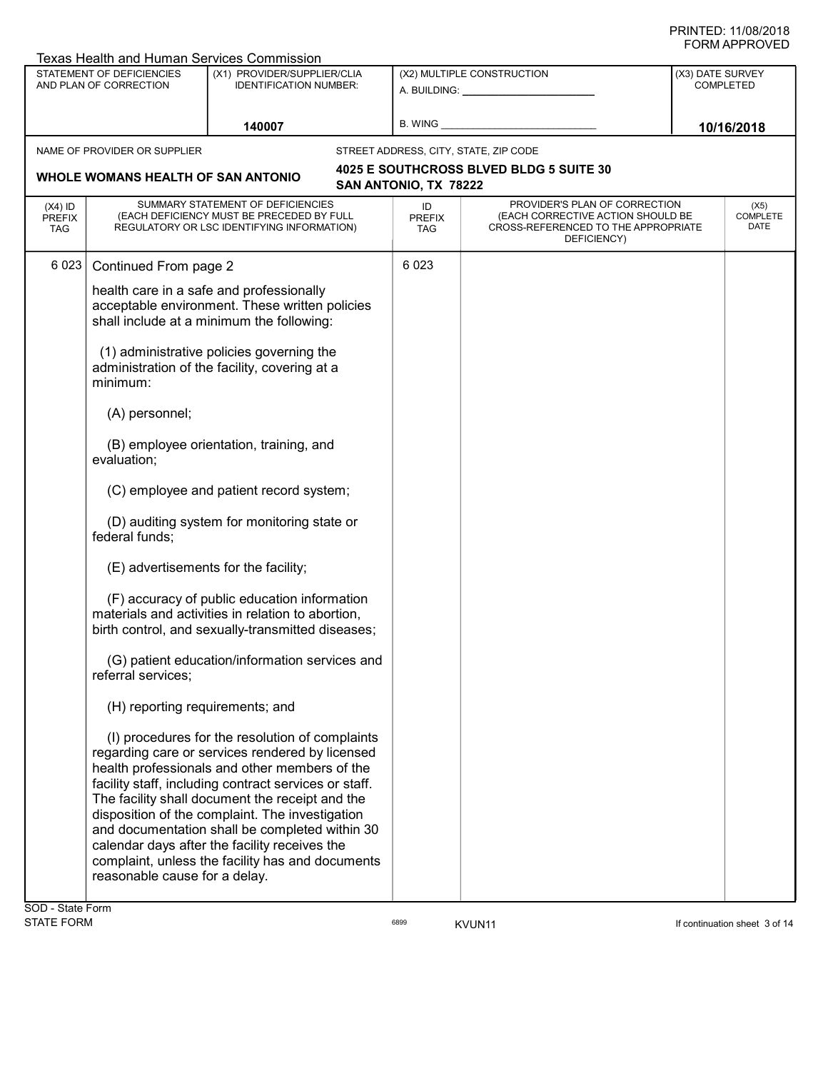Texas Health and Human Services Commission

| STATEMENT OF DEFICIENCIES AND PLAN OF CORRECTION | (X1) PROVIDER/SUPPLIER/CLIA IDENTIFICATION NUMBER: | (X2) MULTIPLE CONSTRUCTION | (X3) DATE SURVEY COMPLETED |
|---|---|---|---|
| | 140007 | A. BUILDING: ______ B. WING ______ | 10/16/2018 |

NAME OF PROVIDER OR SUPPLIER: **WHOLE WOMANS HEALTH OF SAN ANTONIO**

STREET ADDRESS, CITY, STATE, ZIP CODE: **4025 E SOUTHCROSS BLVED BLDG 5 SUITE 30 SAN ANTONIO, TX 78222**

| (X4) ID PREFIX TAG | SUMMARY STATEMENT OF DEFICIENCIES (EACH DEFICIENCY MUST BE PRECEDED BY FULL REGULATORY OR LSC IDENTIFYING INFORMATION) | ID PREFIX TAG | PROVIDER'S PLAN OF CORRECTION (EACH CORRECTIVE ACTION SHOULD BE CROSS-REFERENCED TO THE APPROPRIATE DEFICIENCY) | (X5) COMPLETE DATE |
|---|---|---|---|---|
| 6 023 | Continued From page 2<br><br>health care in a safe and professionally acceptable environment. These written policies shall include at a minimum the following:<br><br>(1) administrative policies governing the administration of the facility, covering at a minimum:<br><br>(A) personnel;<br><br>(B) employee orientation, training, and evaluation;<br><br>(C) employee and patient record system;<br><br>(D) auditing system for monitoring state or federal funds;<br><br>(E) advertisements for the facility;<br><br>(F) accuracy of public education information materials and activities in relation to abortion, birth control, and sexually-transmitted diseases;<br><br>(G) patient education/information services and referral services;<br><br>(H) reporting requirements; and<br><br>(I) procedures for the resolution of complaints regarding care or services rendered by licensed health professionals and other members of the facility staff, including contract services or staff. The facility shall document the receipt and the disposition of the complaint. The investigation and documentation shall be completed within 30 calendar days after the facility receives the complaint, unless the facility has and documents reasonable cause for a delay. | 6 023 | | |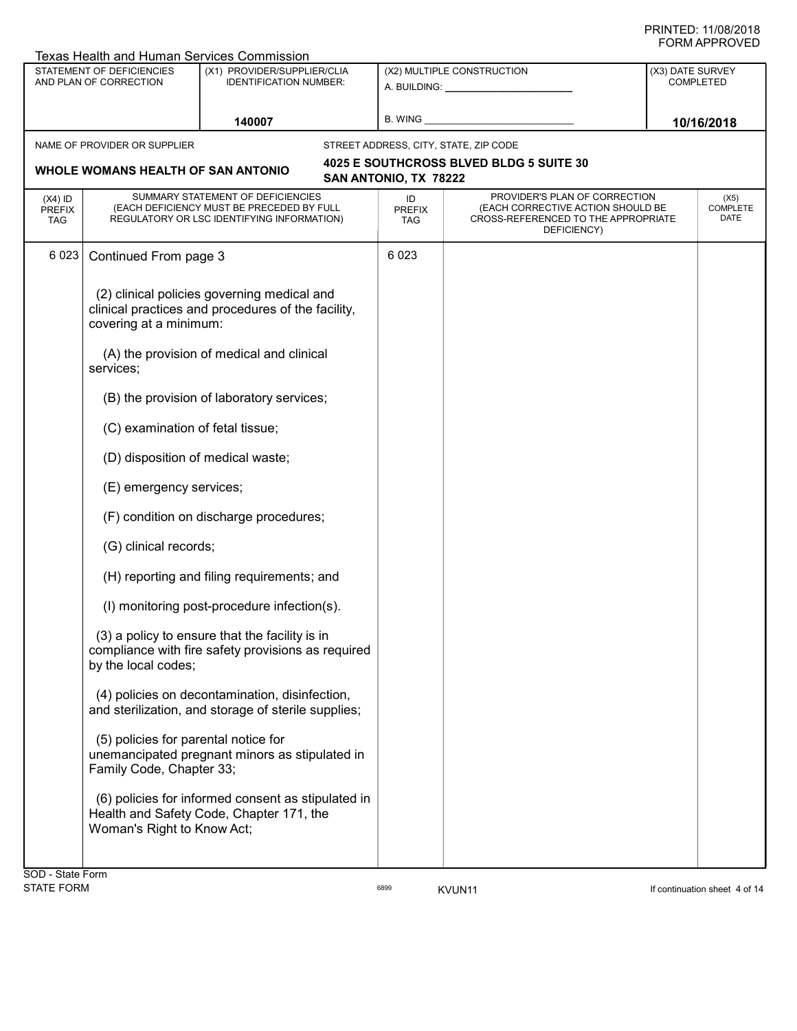Texas Health and Human Services Commission

| STATEMENT OF DEFICIENCIES AND PLAN OF CORRECTION | (X1) PROVIDER/SUPPLIER/CLIA IDENTIFICATION NUMBER: | (X2) MULTIPLE CONSTRUCTION | (X3) DATE SURVEY COMPLETED |
|---|---|---|---|
| | 140007 | A. BUILDING: ______ B. WING ______ | 10/16/2018 |

NAME OF PROVIDER OR SUPPLIER: **WHOLE WOMANS HEALTH OF SAN ANTONIO**

STREET ADDRESS, CITY, STATE, ZIP CODE: **4025 E SOUTHCROSS BLVED BLDG 5 SUITE 30 SAN ANTONIO, TX 78222**

| (X4) ID PREFIX TAG | SUMMARY STATEMENT OF DEFICIENCIES (EACH DEFICIENCY MUST BE PRECEDED BY FULL REGULATORY OR LSC IDENTIFYING INFORMATION) | ID PREFIX TAG | PROVIDER'S PLAN OF CORRECTION (EACH CORRECTIVE ACTION SHOULD BE CROSS-REFERENCED TO THE APPROPRIATE DEFICIENCY) | (X5) COMPLETE DATE |
|---|---|---|---|---|
| 6 023 | Continued From page 3<br><br>(2) clinical policies governing medical and clinical practices and procedures of the facility, covering at a minimum:<br><br>(A) the provision of medical and clinical services;<br><br>(B) the provision of laboratory services;<br><br>(C) examination of fetal tissue;<br><br>(D) disposition of medical waste;<br><br>(E) emergency services;<br><br>(F) condition on discharge procedures;<br><br>(G) clinical records;<br><br>(H) reporting and filing requirements; and<br><br>(I) monitoring post-procedure infection(s).<br><br>(3) a policy to ensure that the facility is in compliance with fire safety provisions as required by the local codes;<br><br>(4) policies on decontamination, disinfection, and sterilization, and storage of sterile supplies;<br><br>(5) policies for parental notice for unemancipated pregnant minors as stipulated in Family Code, Chapter 33;<br><br>(6) policies for informed consent as stipulated in Health and Safety Code, Chapter 171, the Woman's Right to Know Act; | 6 023 | | |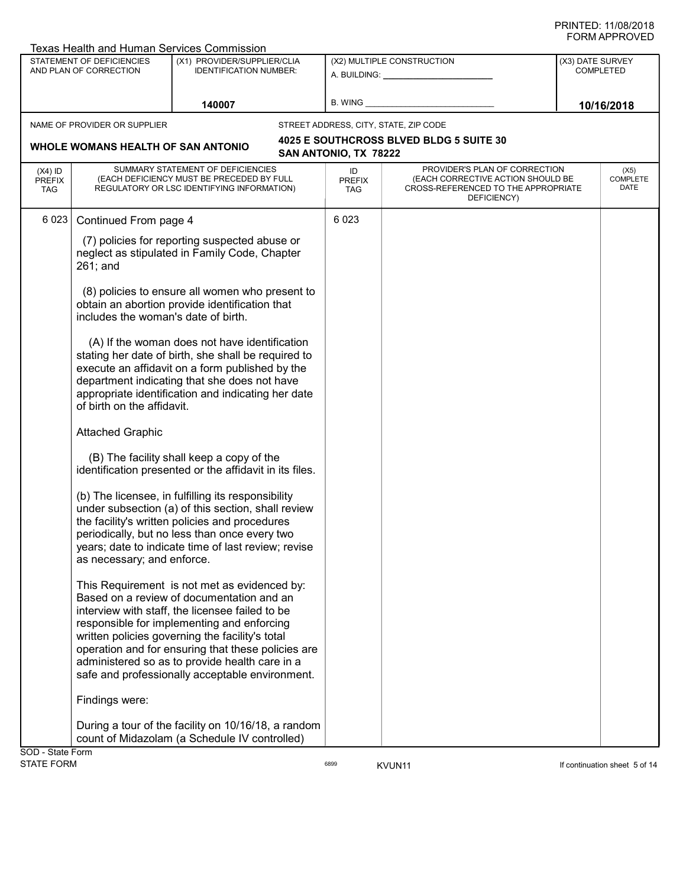PRINTED: 11/08/2018
FORM APPROVED

Texas Health and Human Services Commission

| STATEMENT OF DEFICIENCIES AND PLAN OF CORRECTION | (X1) PROVIDER/SUPPLIER/CLIA IDENTIFICATION NUMBER: | (X2) MULTIPLE CONSTRUCTION | (X3) DATE SURVEY COMPLETED |
|---|---|---|---|
| | 140007 | A. BUILDING: ______ B. WING ______ | 10/16/2018 |

NAME OF PROVIDER OR SUPPLIER: **WHOLE WOMANS HEALTH OF SAN ANTONIO**

STREET ADDRESS, CITY, STATE, ZIP CODE: **4025 E SOUTHCROSS BLVED BLDG 5 SUITE 30, SAN ANTONIO, TX 78222**

| (X4) ID PREFIX TAG | SUMMARY STATEMENT OF DEFICIENCIES (EACH DEFICIENCY MUST BE PRECEDED BY FULL REGULATORY OR LSC IDENTIFYING INFORMATION) | ID PREFIX TAG | PROVIDER'S PLAN OF CORRECTION (EACH CORRECTIVE ACTION SHOULD BE CROSS-REFERENCED TO THE APPROPRIATE DEFICIENCY) | (X5) COMPLETE DATE |
|---|---|---|---|---|
| 6 023 | Continued From page 4 | 6 023 | | |

Continued From page 4

(7) policies for reporting suspected abuse or neglect as stipulated in Family Code, Chapter 261; and

(8) policies to ensure all women who present to obtain an abortion provide identification that includes the woman's date of birth.

(A) If the woman does not have identification stating her date of birth, she shall be required to execute an affidavit on a form published by the department indicating that she does not have appropriate identification and indicating her date of birth on the affidavit.

Attached Graphic

(B) The facility shall keep a copy of the identification presented or the affidavit in its files.

(b) The licensee, in fulfilling its responsibility under subsection (a) of this section, shall review the facility's written policies and procedures periodically, but no less than once every two years; date to indicate time of last review; revise as necessary; and enforce.

This Requirement is not met as evidenced by:
Based on a review of documentation and an interview with staff, the licensee failed to be responsible for implementing and enforcing written policies governing the facility's total operation and for ensuring that these policies are administered so as to provide health care in a safe and professionally acceptable environment.

Findings were:

During a tour of the facility on 10/16/18, a random count of Midazolam (a Schedule IV controlled)

SOD - State Form
STATE FORM 6899 KVUN11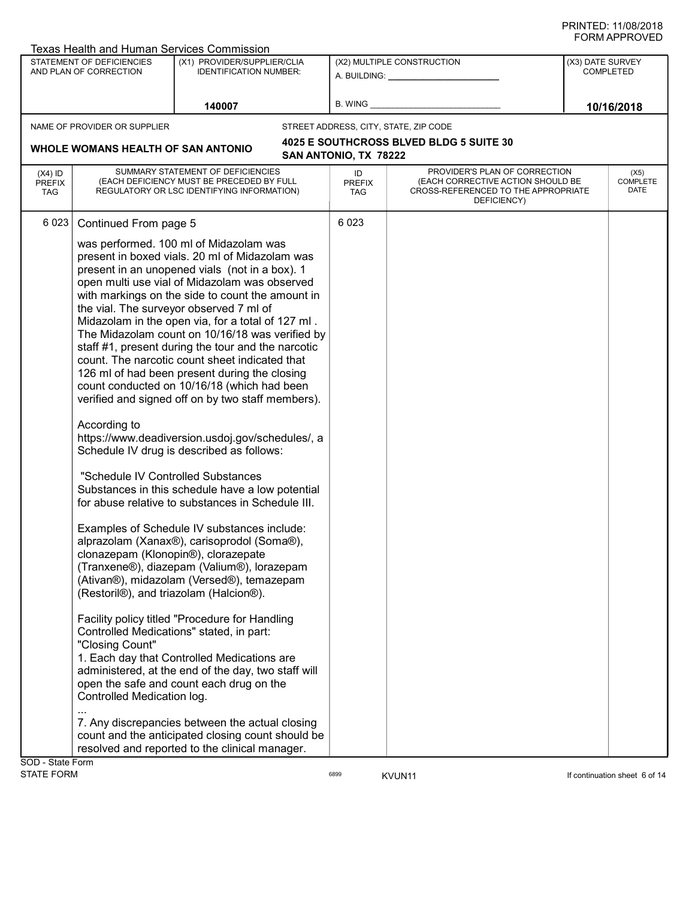PRINTED: 11/08/2018
FORM APPROVED

Texas Health and Human Services Commission

| STATEMENT OF DEFICIENCIES AND PLAN OF CORRECTION | (X1) PROVIDER/SUPPLIER/CLIA IDENTIFICATION NUMBER: | (X2) MULTIPLE CONSTRUCTION | (X3) DATE SURVEY COMPLETED |
|---|---|---|---|
| | 140007 | A. BUILDING: ______ B. WING ______ | 10/16/2018 |

NAME OF PROVIDER OR SUPPLIER: **WHOLE WOMANS HEALTH OF SAN ANTONIO**

STREET ADDRESS, CITY, STATE, ZIP CODE: **4025 E SOUTHCROSS BLVED BLDG 5 SUITE 30 SAN ANTONIO, TX 78222**

| (X4) ID PREFIX TAG | SUMMARY STATEMENT OF DEFICIENCIES (EACH DEFICIENCY MUST BE PRECEDED BY FULL REGULATORY OR LSC IDENTIFYING INFORMATION) | ID PREFIX TAG | PROVIDER'S PLAN OF CORRECTION (EACH CORRECTIVE ACTION SHOULD BE CROSS-REFERENCED TO THE APPROPRIATE DEFICIENCY) | (X5) COMPLETE DATE |
|---|---|---|---|---|
| 6 023 | Continued From page 5 | 6 023 | | |

was performed. 100 ml of Midazolam was present in boxed vials. 20 ml of Midazolam was present in an unopened vials (not in a box). 1 open multi use vial of Midazolam was observed with markings on the side to count the amount in the vial. The surveyor observed 7 ml of Midazolam in the open via, for a total of 127 ml . The Midazolam count on 10/16/18 was verified by staff #1, present during the tour and the narcotic count. The narcotic count sheet indicated that 126 ml of had been present during the closing count conducted on 10/16/18 (which had been verified and signed off on by two staff members).

According to https://www.deadiversion.usdoj.gov/schedules/, a Schedule IV drug is described as follows:

"Schedule IV Controlled Substances
Substances in this schedule have a low potential for abuse relative to substances in Schedule III.

Examples of Schedule IV substances include: alprazolam (Xanax®), carisoprodol (Soma®), clonazepam (Klonopin®), clorazepate (Tranxene®), diazepam (Valium®), lorazepam (Ativan®), midazolam (Versed®), temazepam (Restoril®), and triazolam (Halcion®).

Facility policy titled "Procedure for Handling Controlled Medications" stated, in part:
"Closing Count"
1. Each day that Controlled Medications are administered, at the end of the day, two staff will open the safe and count each drug on the Controlled Medication log.
...
7. Any discrepancies between the actual closing count and the anticipated closing count should be resolved and reported to the clinical manager.

SOD - State Form
STATE FORM 6899 KVUN11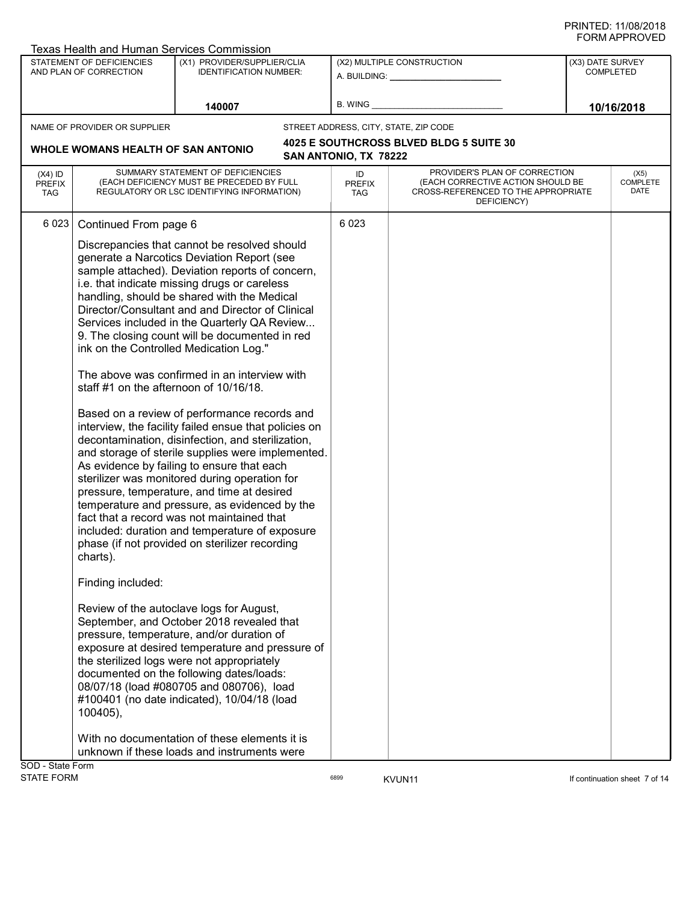PRINTED: 11/08/2018
FORM APPROVED

Texas Health and Human Services Commission

| STATEMENT OF DEFICIENCIES AND PLAN OF CORRECTION | (X1) PROVIDER/SUPPLIER/CLIA IDENTIFICATION NUMBER: | (X2) MULTIPLE CONSTRUCTION | (X3) DATE SURVEY COMPLETED |
|---|---|---|---|
| | 140007 | A. BUILDING: ______ B. WING ______ | 10/16/2018 |

NAME OF PROVIDER OR SUPPLIER: **WHOLE WOMANS HEALTH OF SAN ANTONIO**

STREET ADDRESS, CITY, STATE, ZIP CODE: **4025 E SOUTHCROSS BLVED BLDG 5 SUITE 30, SAN ANTONIO, TX 78222**

| (X4) ID PREFIX TAG | SUMMARY STATEMENT OF DEFICIENCIES (EACH DEFICIENCY MUST BE PRECEDED BY FULL REGULATORY OR LSC IDENTIFYING INFORMATION) | ID PREFIX TAG | PROVIDER'S PLAN OF CORRECTION (EACH CORRECTIVE ACTION SHOULD BE CROSS-REFERENCED TO THE APPROPRIATE DEFICIENCY) | (X5) COMPLETE DATE |
|---|---|---|---|---|
| 6 023 | Continued From page 6 | 6 023 | | |

Discrepancies that cannot be resolved should generate a Narcotics Deviation Report (see sample attached). Deviation reports of concern, i.e. that indicate missing drugs or careless handling, should be shared with the Medical Director/Consultant and and Director of Clinical Services included in the Quarterly QA Review... 9. The closing count will be documented in red ink on the Controlled Medication Log."

The above was confirmed in an interview with staff #1 on the afternoon of 10/16/18.

Based on a review of performance records and interview, the facility failed ensue that policies on decontamination, disinfection, and sterilization, and storage of sterile supplies were implemented. As evidence by failing to ensure that each sterilizer was monitored during operation for pressure, temperature, and time at desired temperature and pressure, as evidenced by the fact that a record was not maintained that included: duration and temperature of exposure phase (if not provided on sterilizer recording charts).

Finding included:

Review of the autoclave logs for August, September, and October 2018 revealed that pressure, temperature, and/or duration of exposure at desired temperature and pressure of the sterilized logs were not appropriately documented on the following dates/loads: 08/07/18 (load #080705 and 080706), load #100401 (no date indicated), 10/04/18 (load 100405),

With no documentation of these elements it is unknown if these loads and instruments were

SOD - State Form
STATE FORM 6899 KVUN11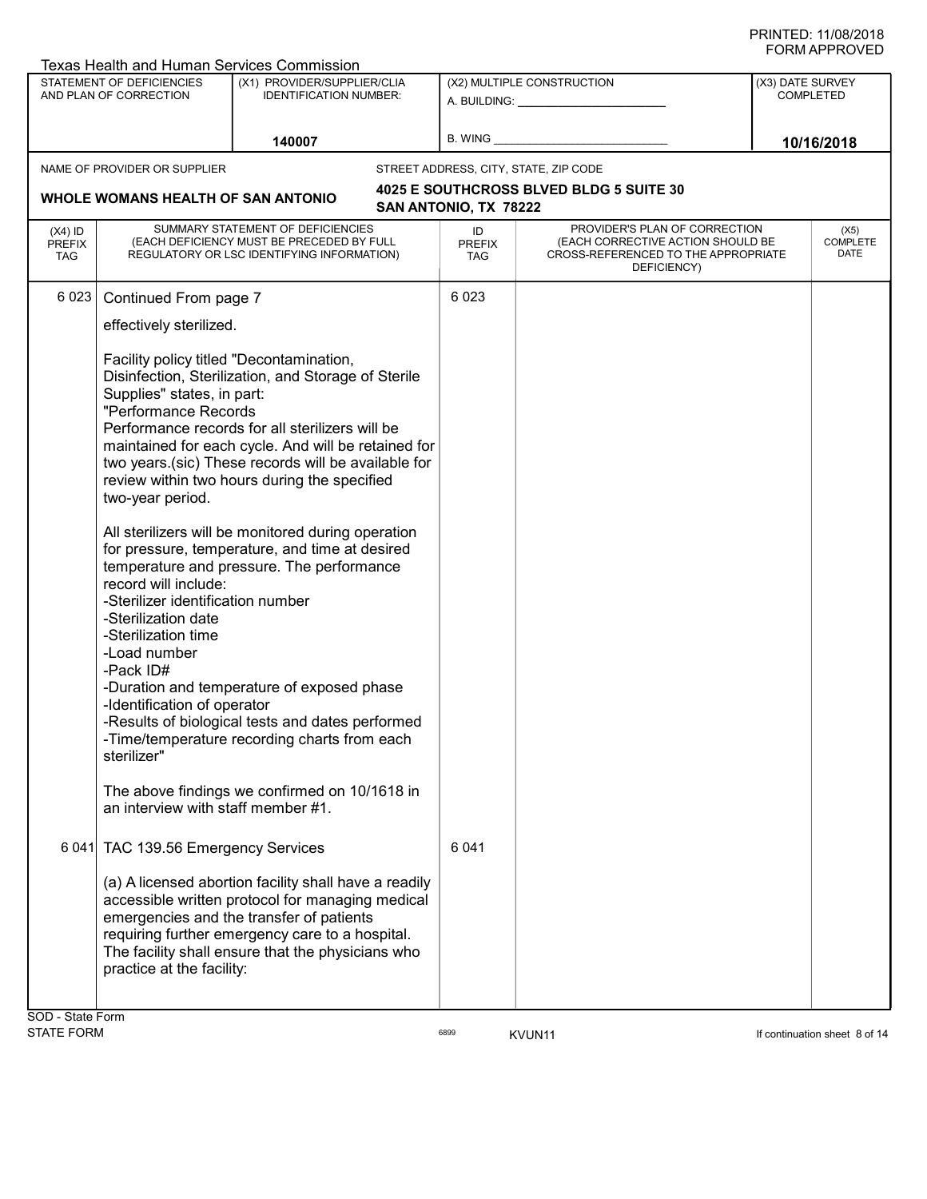Texas Health and Human Services Commission

| STATEMENT OF DEFICIENCIES AND PLAN OF CORRECTION | (X1) PROVIDER/SUPPLIER/CLIA IDENTIFICATION NUMBER: | (X2) MULTIPLE CONSTRUCTION | (X3) DATE SURVEY COMPLETED |
|---|---|---|---|
| | 140007 | A. BUILDING: ______ B. WING ______ | 10/16/2018 |

NAME OF PROVIDER OR SUPPLIER: **WHOLE WOMANS HEALTH OF SAN ANTONIO**

STREET ADDRESS, CITY, STATE, ZIP CODE: **4025 E SOUTHCROSS BLVED BLDG 5 SUITE 30, SAN ANTONIO, TX 78222**

| (X4) ID PREFIX TAG | SUMMARY STATEMENT OF DEFICIENCIES (EACH DEFICIENCY MUST BE PRECEDED BY FULL REGULATORY OR LSC IDENTIFYING INFORMATION) | ID PREFIX TAG | PROVIDER'S PLAN OF CORRECTION (EACH CORRECTIVE ACTION SHOULD BE CROSS-REFERENCED TO THE APPROPRIATE DEFICIENCY) | (X5) COMPLETE DATE |
|---|---|---|---|---|
| 6 023 | Continued From page 7<br><br>effectively sterilized.<br><br>Facility policy titled "Decontamination, Disinfection, Sterilization, and Storage of Sterile Supplies" states, in part:<br>"Performance Records<br>Performance records for all sterilizers will be maintained for each cycle. And will be retained for two years.(sic) These records will be available for review within two hours during the specified two-year period.<br><br>All sterilizers will be monitored during operation for pressure, temperature, and time at desired temperature and pressure. The performance record will include:<br>-Sterilizer identification number<br>-Sterilization date<br>-Sterilization time<br>-Load number<br>-Pack ID#<br>-Duration and temperature of exposed phase<br>-Identification of operator<br>-Results of biological tests and dates performed<br>-Time/temperature recording charts from each sterilizer"<br><br>The above findings we confirmed on 10/1618 in an interview with staff member #1. | 6 023 | | |
| 6 041 | TAC 139.56 Emergency Services<br><br>(a) A licensed abortion facility shall have a readily accessible written protocol for managing medical emergencies and the transfer of patients requiring further emergency care to a hospital. The facility shall ensure that the physicians who practice at the facility: | 6 041 | | |

SOD - State Form
STATE FORM 6899 KVUN11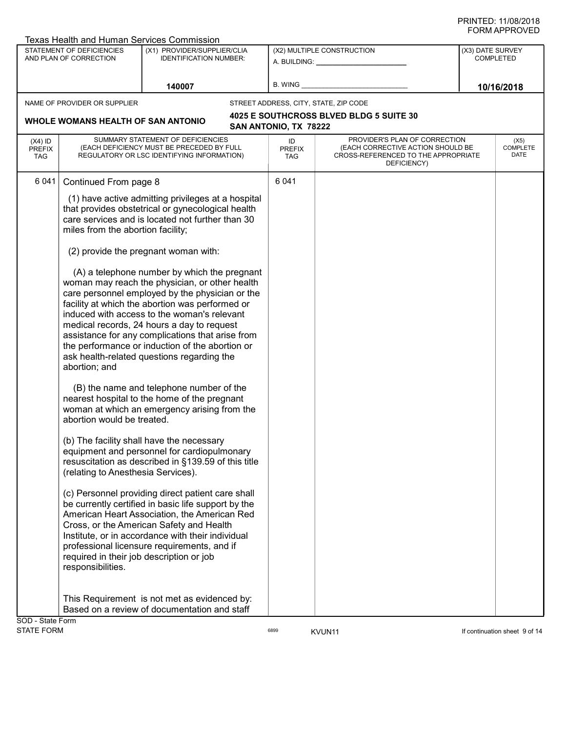PRINTED: 11/08/2018
FORM APPROVED

Texas Health and Human Services Commission

| STATEMENT OF DEFICIENCIES AND PLAN OF CORRECTION | (X1) PROVIDER/SUPPLIER/CLIA IDENTIFICATION NUMBER: | (X2) MULTIPLE CONSTRUCTION | (X3) DATE SURVEY COMPLETED |
|---|---|---|---|
| | 140007 | A. BUILDING: ______ B. WING ______ | 10/16/2018 |

NAME OF PROVIDER OR SUPPLIER: **WHOLE WOMANS HEALTH OF SAN ANTONIO**

STREET ADDRESS, CITY, STATE, ZIP CODE: **4025 E SOUTHCROSS BLVED BLDG 5 SUITE 30 SAN ANTONIO, TX 78222**

| (X4) ID PREFIX TAG | SUMMARY STATEMENT OF DEFICIENCIES (EACH DEFICIENCY MUST BE PRECEDED BY FULL REGULATORY OR LSC IDENTIFYING INFORMATION) | ID PREFIX TAG | PROVIDER'S PLAN OF CORRECTION (EACH CORRECTIVE ACTION SHOULD BE CROSS-REFERENCED TO THE APPROPRIATE DEFICIENCY) | (X5) COMPLETE DATE |
|---|---|---|---|---|
| 6 041 | Continued From page 8 | 6 041 | | |

(1) have active admitting privileges at a hospital that provides obstetrical or gynecological health care services and is located not further than 30 miles from the abortion facility;

(2) provide the pregnant woman with:

(A) a telephone number by which the pregnant woman may reach the physician, or other health care personnel employed by the physician or the facility at which the abortion was performed or induced with access to the woman's relevant medical records, 24 hours a day to request assistance for any complications that arise from the performance or induction of the abortion or ask health-related questions regarding the abortion; and

(B) the name and telephone number of the nearest hospital to the home of the pregnant woman at which an emergency arising from the abortion would be treated.

(b) The facility shall have the necessary equipment and personnel for cardiopulmonary resuscitation as described in §139.59 of this title (relating to Anesthesia Services).

(c) Personnel providing direct patient care shall be currently certified in basic life support by the American Heart Association, the American Red Cross, or the American Safety and Health Institute, or in accordance with their individual professional licensure requirements, and if required in their job description or job responsibilities.

This Requirement is not met as evidenced by:
Based on a review of documentation and staff

SOD - State Form
STATE FORM 6899 KVUN11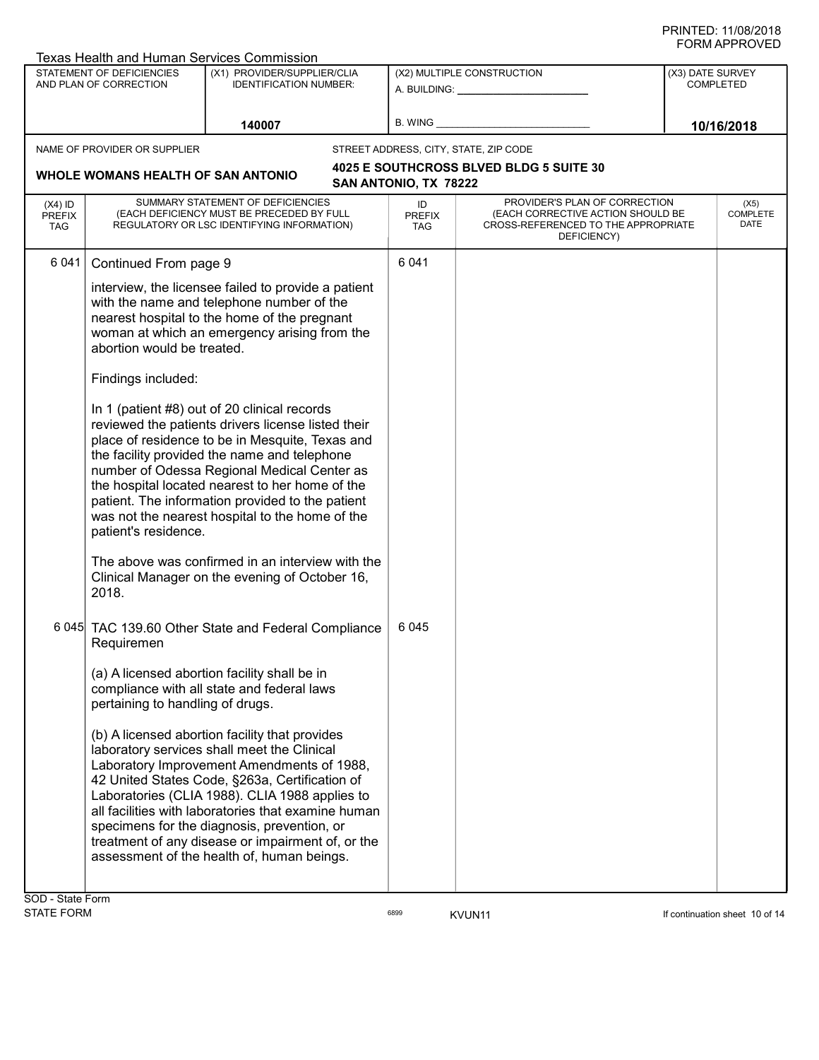PRINTED: 11/08/2018
FORM APPROVED

Texas Health and Human Services Commission

| STATEMENT OF DEFICIENCIES AND PLAN OF CORRECTION | (X1) PROVIDER/SUPPLIER/CLIA IDENTIFICATION NUMBER: | (X2) MULTIPLE CONSTRUCTION | (X3) DATE SURVEY COMPLETED |
|---|---|---|---|
| | 140007 | A. BUILDING: ______ B. WING ______ | 10/16/2018 |

NAME OF PROVIDER OR SUPPLIER: **WHOLE WOMANS HEALTH OF SAN ANTONIO**

STREET ADDRESS, CITY, STATE, ZIP CODE: **4025 E SOUTHCROSS BLVED BLDG 5 SUITE 30 SAN ANTONIO, TX 78222**

| (X4) ID PREFIX TAG | SUMMARY STATEMENT OF DEFICIENCIES (EACH DEFICIENCY MUST BE PRECEDED BY FULL REGULATORY OR LSC IDENTIFYING INFORMATION) | ID PREFIX TAG | PROVIDER'S PLAN OF CORRECTION (EACH CORRECTIVE ACTION SHOULD BE CROSS-REFERENCED TO THE APPROPRIATE DEFICIENCY) | (X5) COMPLETE DATE |
|---|---|---|---|---|
| 6 041 | Continued From page 9<br><br>interview, the licensee failed to provide a patient with the name and telephone number of the nearest hospital to the home of the pregnant woman at which an emergency arising from the abortion would be treated.<br><br>Findings included:<br><br>In 1 (patient #8) out of 20 clinical records reviewed the patients drivers license listed their place of residence to be in Mesquite, Texas and the facility provided the name and telephone number of Odessa Regional Medical Center as the hospital located nearest to her home of the patient. The information provided to the patient was not the nearest hospital to the home of the patient's residence.<br><br>The above was confirmed in an interview with the Clinical Manager on the evening of October 16, 2018. | 6 041 | | |
| 6 045 | TAC 139.60 Other State and Federal Compliance Requiremen<br><br>(a) A licensed abortion facility shall be in compliance with all state and federal laws pertaining to handling of drugs.<br><br>(b) A licensed abortion facility that provides laboratory services shall meet the Clinical Laboratory Improvement Amendments of 1988, 42 United States Code, §263a, Certification of Laboratories (CLIA 1988). CLIA 1988 applies to all facilities with laboratories that examine human specimens for the diagnosis, prevention, or treatment of any disease or impairment of, or the assessment of the health of, human beings. | 6 045 | | |

SOD - State Form
STATE FORM 6899 KVUN11 If continuation sheet 10 of 14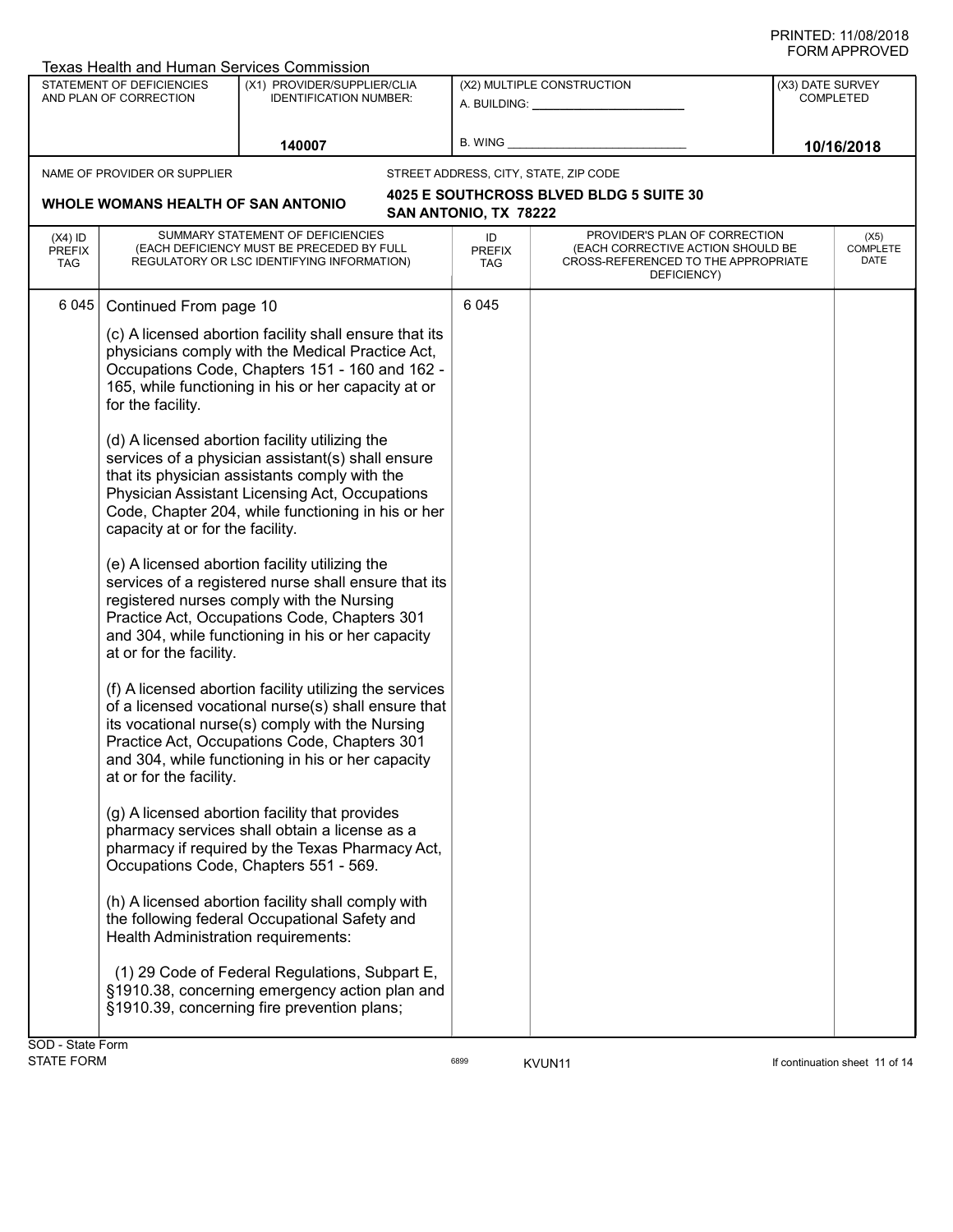PRINTED: 11/08/2018
FORM APPROVED

Texas Health and Human Services Commission

| STATEMENT OF DEFICIENCIES AND PLAN OF CORRECTION | (X1) PROVIDER/SUPPLIER/CLIA IDENTIFICATION NUMBER: | (X2) MULTIPLE CONSTRUCTION | (X3) DATE SURVEY COMPLETED |
|---|---|---|---|
| | 140007 | A. BUILDING: ______ B. WING ______ | 10/16/2018 |

NAME OF PROVIDER OR SUPPLIER: **WHOLE WOMANS HEALTH OF SAN ANTONIO**

STREET ADDRESS, CITY, STATE, ZIP CODE: **4025 E SOUTHCROSS BLVED BLDG 5 SUITE 30, SAN ANTONIO, TX 78222**

| (X4) ID PREFIX TAG | SUMMARY STATEMENT OF DEFICIENCIES (EACH DEFICIENCY MUST BE PRECEDED BY FULL REGULATORY OR LSC IDENTIFYING INFORMATION) | ID PREFIX TAG | PROVIDER'S PLAN OF CORRECTION (EACH CORRECTIVE ACTION SHOULD BE CROSS-REFERENCED TO THE APPROPRIATE DEFICIENCY) | (X5) COMPLETE DATE |
|---|---|---|---|---|
| 6 045 | Continued From page 10 | 6 045 | | |

(c) A licensed abortion facility shall ensure that its physicians comply with the Medical Practice Act, Occupations Code, Chapters 151 - 160 and 162 - 165, while functioning in his or her capacity at or for the facility.

(d) A licensed abortion facility utilizing the services of a physician assistant(s) shall ensure that its physician assistants comply with the Physician Assistant Licensing Act, Occupations Code, Chapter 204, while functioning in his or her capacity at or for the facility.

(e) A licensed abortion facility utilizing the services of a registered nurse shall ensure that its registered nurses comply with the Nursing Practice Act, Occupations Code, Chapters 301 and 304, while functioning in his or her capacity at or for the facility.

(f) A licensed abortion facility utilizing the services of a licensed vocational nurse(s) shall ensure that its vocational nurse(s) comply with the Nursing Practice Act, Occupations Code, Chapters 301 and 304, while functioning in his or her capacity at or for the facility.

(g) A licensed abortion facility that provides pharmacy services shall obtain a license as a pharmacy if required by the Texas Pharmacy Act, Occupations Code, Chapters 551 - 569.

(h) A licensed abortion facility shall comply with the following federal Occupational Safety and Health Administration requirements:

(1) 29 Code of Federal Regulations, Subpart E, §1910.38, concerning emergency action plan and §1910.39, concerning fire prevention plans;

SOD - State Form
STATE FORM 6899 KVUN11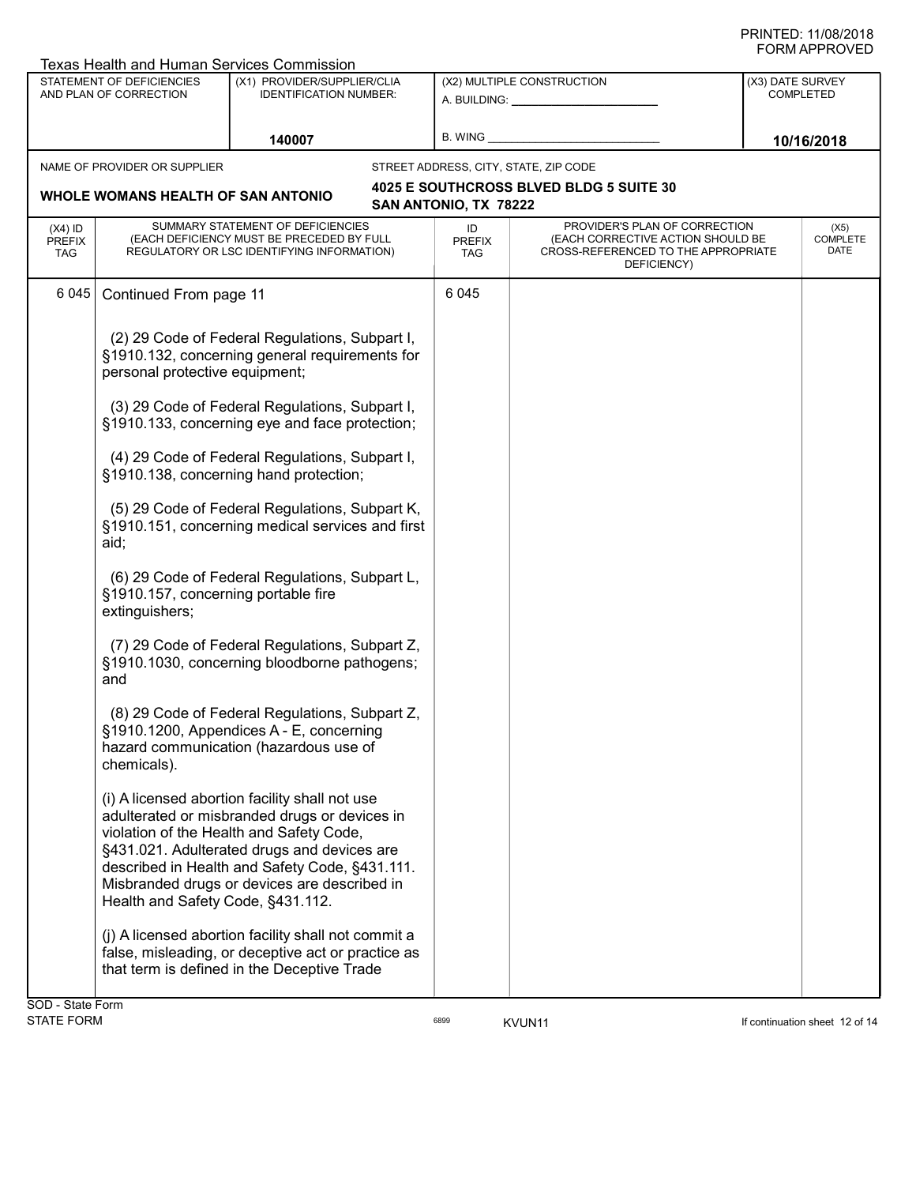Texas Health and Human Services Commission

| STATEMENT OF DEFICIENCIES AND PLAN OF CORRECTION | (X1) PROVIDER/SUPPLIER/CLIA IDENTIFICATION NUMBER: | (X2) MULTIPLE CONSTRUCTION | (X3) DATE SURVEY COMPLETED |
|---|---|---|---|
| | 140007 | A. BUILDING: ___ B. WING ___ | 10/16/2018 |

NAME OF PROVIDER OR SUPPLIER: **WHOLE WOMANS HEALTH OF SAN ANTONIO**

STREET ADDRESS, CITY, STATE, ZIP CODE: **4025 E SOUTHCROSS BLVED BLDG 5 SUITE 30 SAN ANTONIO, TX 78222**

| (X4) ID PREFIX TAG | SUMMARY STATEMENT OF DEFICIENCIES (EACH DEFICIENCY MUST BE PRECEDED BY FULL REGULATORY OR LSC IDENTIFYING INFORMATION) | ID PREFIX TAG | PROVIDER'S PLAN OF CORRECTION (EACH CORRECTIVE ACTION SHOULD BE CROSS-REFERENCED TO THE APPROPRIATE DEFICIENCY) | (X5) COMPLETE DATE |
|---|---|---|---|---|
| 6 045 | Continued From page 11 | 6 045 | | |

(2) 29 Code of Federal Regulations, Subpart I, §1910.132, concerning general requirements for personal protective equipment;

(3) 29 Code of Federal Regulations, Subpart I, §1910.133, concerning eye and face protection;

(4) 29 Code of Federal Regulations, Subpart I, §1910.138, concerning hand protection;

(5) 29 Code of Federal Regulations, Subpart K, §1910.151, concerning medical services and first aid;

(6) 29 Code of Federal Regulations, Subpart L, §1910.157, concerning portable fire extinguishers;

(7) 29 Code of Federal Regulations, Subpart Z, §1910.1030, concerning bloodborne pathogens; and

(8) 29 Code of Federal Regulations, Subpart Z, §1910.1200, Appendices A - E, concerning hazard communication (hazardous use of chemicals).

(i) A licensed abortion facility shall not use adulterated or misbranded drugs or devices in violation of the Health and Safety Code, §431.021. Adulterated drugs and devices are described in Health and Safety Code, §431.111. Misbranded drugs or devices are described in Health and Safety Code, §431.112.

(j) A licensed abortion facility shall not commit a false, misleading, or deceptive act or practice as that term is defined in the Deceptive Trade

SOD - State Form
STATE FORM 6899 KVUN11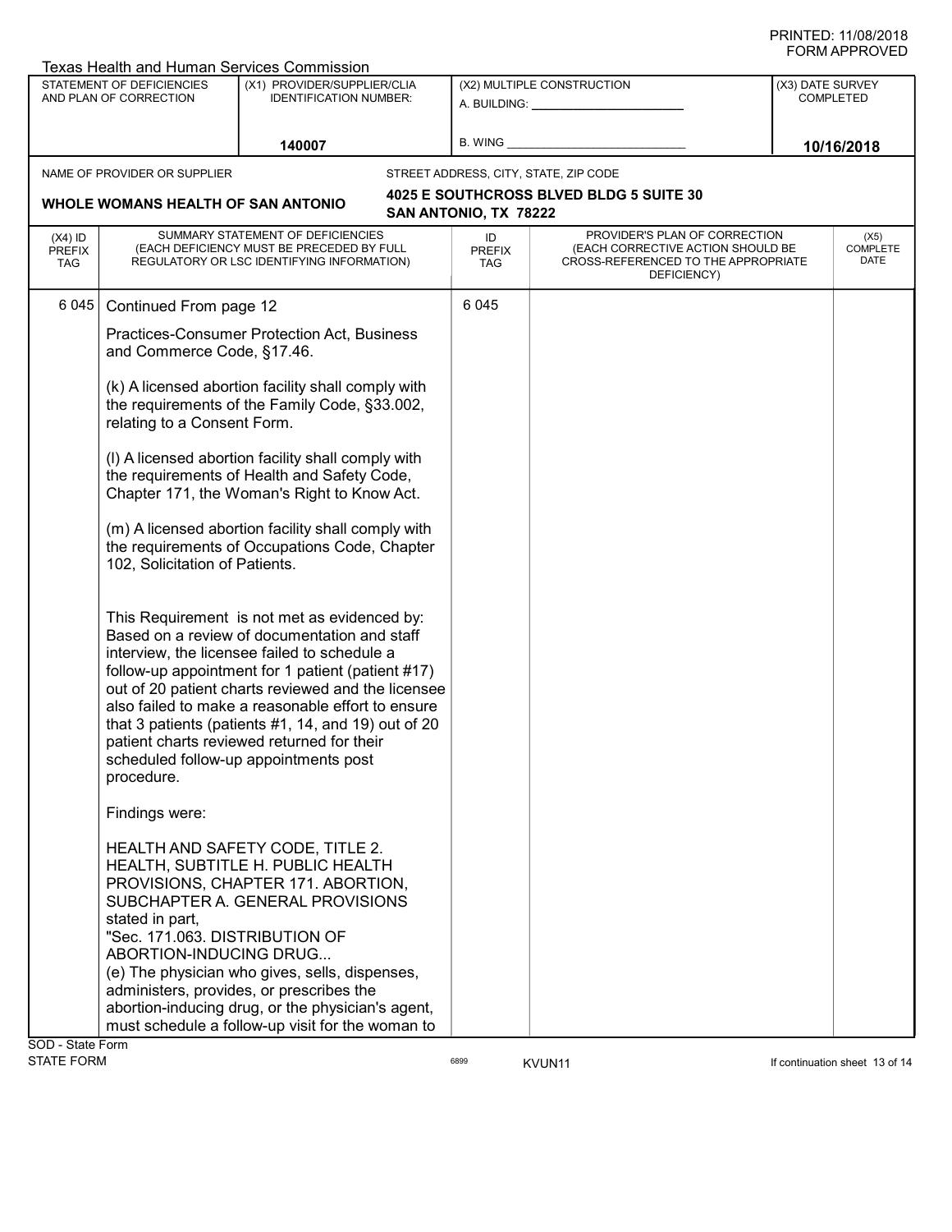Texas Health and Human Services Commission

| STATEMENT OF DEFICIENCIES AND PLAN OF CORRECTION | (X1) PROVIDER/SUPPLIER/CLIA IDENTIFICATION NUMBER: | (X2) MULTIPLE CONSTRUCTION | (X3) DATE SURVEY COMPLETED |
| --- | --- | --- | --- |
| | 140007 | A. BUILDING: ______ B. WING ______ | 10/16/2018 |

NAME OF PROVIDER OR SUPPLIER: **WHOLE WOMANS HEALTH OF SAN ANTONIO**

STREET ADDRESS, CITY, STATE, ZIP CODE: **4025 E SOUTHCROSS BLVED BLDG 5 SUITE 30 SAN ANTONIO, TX 78222**

| (X4) ID PREFIX TAG | SUMMARY STATEMENT OF DEFICIENCIES (EACH DEFICIENCY MUST BE PRECEDED BY FULL REGULATORY OR LSC IDENTIFYING INFORMATION) | ID PREFIX TAG | PROVIDER'S PLAN OF CORRECTION (EACH CORRECTIVE ACTION SHOULD BE CROSS-REFERENCED TO THE APPROPRIATE DEFICIENCY) | (X5) COMPLETE DATE |
| --- | --- | --- | --- | --- |
| 6 045 | Continued From page 12 | 6 045 | | |

Practices-Consumer Protection Act, Business and Commerce Code, §17.46.

(k) A licensed abortion facility shall comply with the requirements of the Family Code, §33.002, relating to a Consent Form.

(l) A licensed abortion facility shall comply with the requirements of Health and Safety Code, Chapter 171, the Woman's Right to Know Act.

(m) A licensed abortion facility shall comply with the requirements of Occupations Code, Chapter 102, Solicitation of Patients.

This Requirement is not met as evidenced by:
Based on a review of documentation and staff interview, the licensee failed to schedule a follow-up appointment for 1 patient (patient #17) out of 20 patient charts reviewed and the licensee also failed to make a reasonable effort to ensure that 3 patients (patients #1, 14, and 19) out of 20 patient charts reviewed returned for their scheduled follow-up appointments post procedure.

Findings were:

HEALTH AND SAFETY CODE, TITLE 2. HEALTH, SUBTITLE H. PUBLIC HEALTH PROVISIONS, CHAPTER 171. ABORTION, SUBCHAPTER A. GENERAL PROVISIONS stated in part,
"Sec. 171.063. DISTRIBUTION OF ABORTION-INDUCING DRUG...
(e) The physician who gives, sells, dispenses, administers, provides, or prescribes the abortion-inducing drug, or the physician's agent, must schedule a follow-up visit for the woman to

SOD - State Form
STATE FORM 6899 KVUN11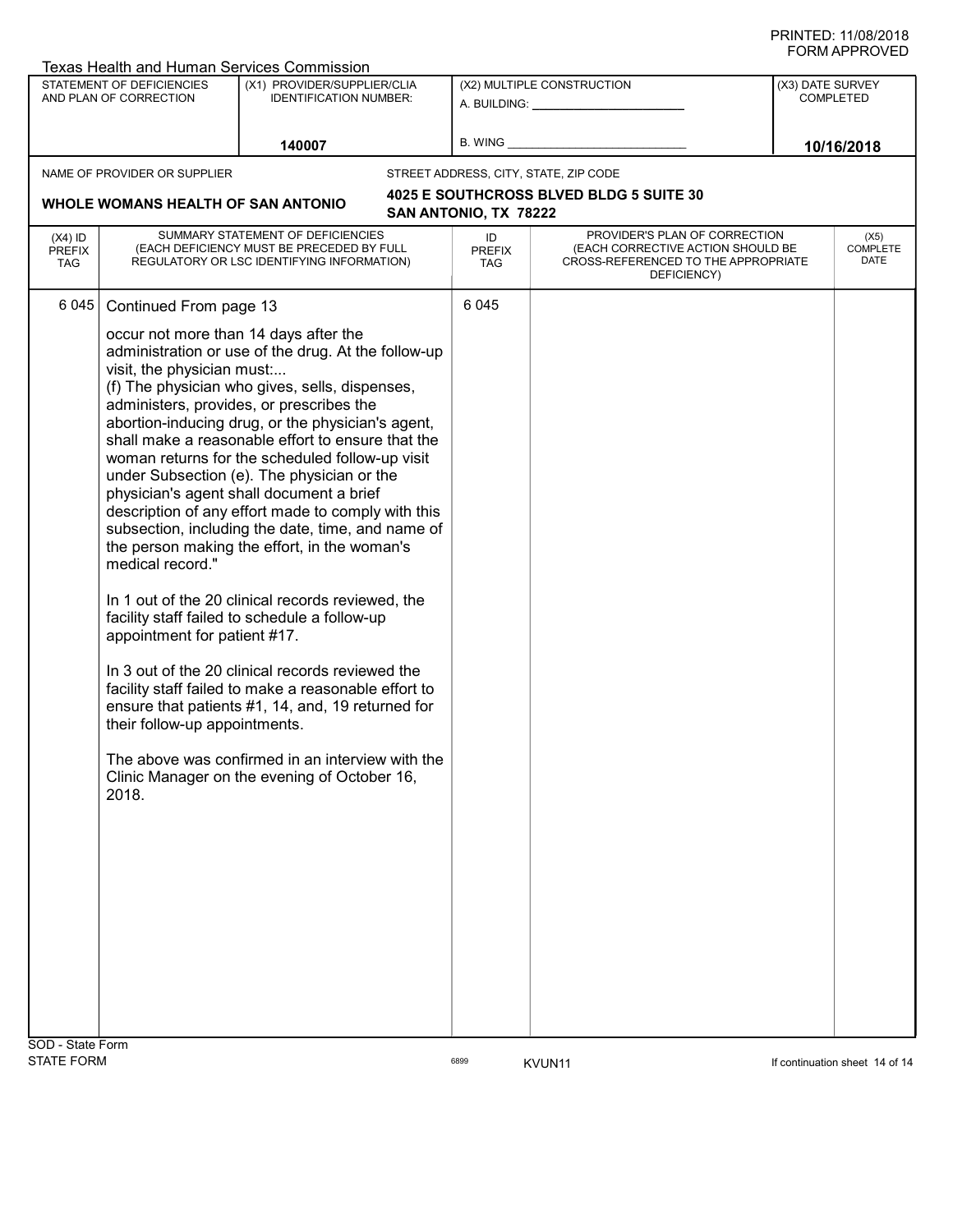Texas Health and Human Services Commission

| STATEMENT OF DEFICIENCIES AND PLAN OF CORRECTION | (X1) PROVIDER/SUPPLIER/CLIA IDENTIFICATION NUMBER: | (X2) MULTIPLE CONSTRUCTION | (X3) DATE SURVEY COMPLETED |
|---|---|---|---|
| | 140007 | A. BUILDING: ______ B. WING ______ | 10/16/2018 |

NAME OF PROVIDER OR SUPPLIER: **WHOLE WOMANS HEALTH OF SAN ANTONIO**

STREET ADDRESS, CITY, STATE, ZIP CODE: **4025 E SOUTHCROSS BLVED BLDG 5 SUITE 30 SAN ANTONIO, TX 78222**

| (X4) ID PREFIX TAG | SUMMARY STATEMENT OF DEFICIENCIES (EACH DEFICIENCY MUST BE PRECEDED BY FULL REGULATORY OR LSC IDENTIFYING INFORMATION) | ID PREFIX TAG | PROVIDER'S PLAN OF CORRECTION (EACH CORRECTIVE ACTION SHOULD BE CROSS-REFERENCED TO THE APPROPRIATE DEFICIENCY) | (X5) COMPLETE DATE |
|---|---|---|---|---|
| 6 045 | Continued From page 13<br><br>occur not more than 14 days after the administration or use of the drug. At the follow-up visit, the physician must:...<br>(f) The physician who gives, sells, dispenses, administers, provides, or prescribes the abortion-inducing drug, or the physician's agent, shall make a reasonable effort to ensure that the woman returns for the scheduled follow-up visit under Subsection (e). The physician or the physician's agent shall document a brief description of any effort made to comply with this subsection, including the date, time, and name of the person making the effort, in the woman's medical record."<br><br>In 1 out of the 20 clinical records reviewed, the facility staff failed to schedule a follow-up appointment for patient #17.<br><br>In 3 out of the 20 clinical records reviewed the facility staff failed to make a reasonable effort to ensure that patients #1, 14, and, 19 returned for their follow-up appointments.<br><br>The above was confirmed in an interview with the Clinic Manager on the evening of October 16, 2018. | 6 045 | | |